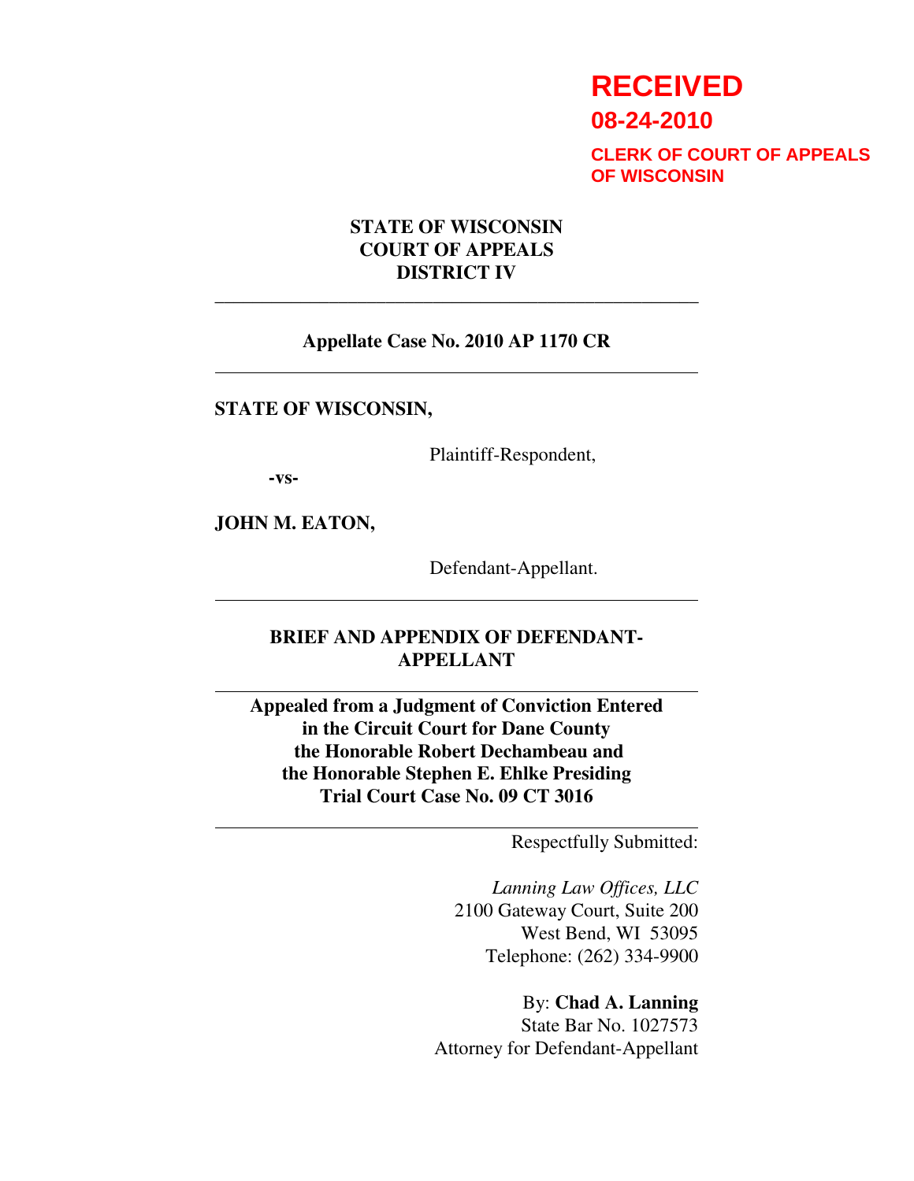**RECEIVED**
**08-24-2010**
**CLERK OF COURT OF APPEALS OF WISCONSIN**

**STATE OF WISCONSIN**
**COURT OF APPEALS**
**DISTRICT IV**

---

**Appellate Case No. 2010 AP 1170 CR**

---

**STATE OF WISCONSIN,**

Plaintiff-Respondent,

**-vs-**

**JOHN M. EATON,**

Defendant-Appellant.

---

**BRIEF AND APPENDIX OF DEFENDANT-APPELLANT**

---

**Appealed from a Judgment of Conviction Entered in the Circuit Court for Dane County the Honorable Robert Dechambeau and the Honorable Stephen E. Ehlke Presiding Trial Court Case No. 09 CT 3016**

---

Respectfully Submitted:

*Lanning Law Offices, LLC*
2100 Gateway Court, Suite 200
West Bend, WI 53095
Telephone: (262) 334-9900

By: **Chad A. Lanning**
State Bar No. 1027573
Attorney for Defendant-Appellant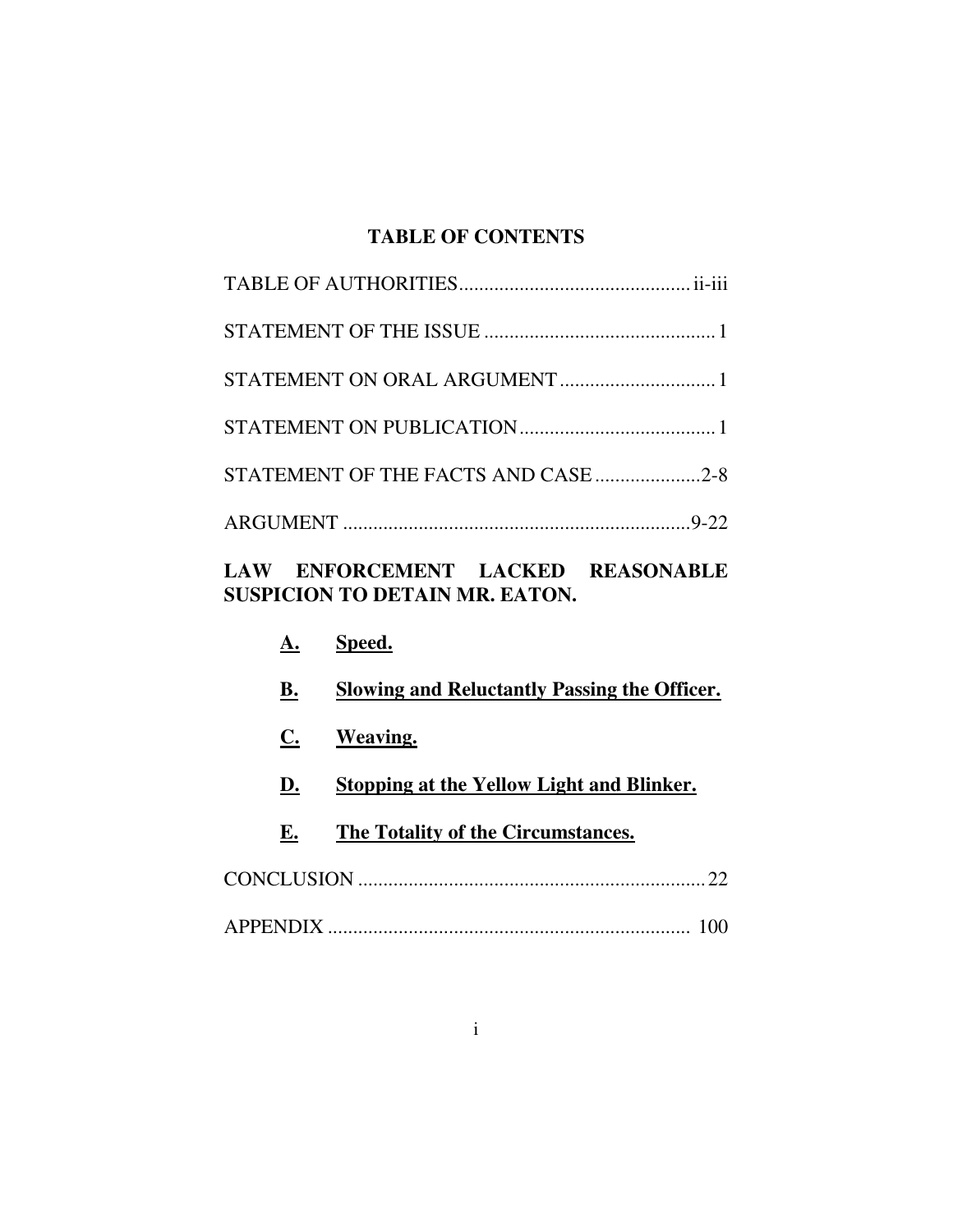# TABLE OF CONTENTS

| | |
|---|---|
| TABLE OF AUTHORITIES | ii-iii |
| STATEMENT OF THE ISSUE | 1 |
| STATEMENT ON ORAL ARGUMENT | 1 |
| STATEMENT ON PUBLICATION | 1 |
| STATEMENT OF THE FACTS AND CASE | 2-8 |
| ARGUMENT | 9-22 |

**LAW ENFORCEMENT LACKED REASONABLE SUSPICION TO DETAIN MR. EATON.**

- **A. Speed.**
- **B. Slowing and Reluctantly Passing the Officer.**
- **C. Weaving.**
- **D. Stopping at the Yellow Light and Blinker.**
- **E. The Totality of the Circumstances.**

| | |
|---|---|
| CONCLUSION | 22 |
| APPENDIX | 100 |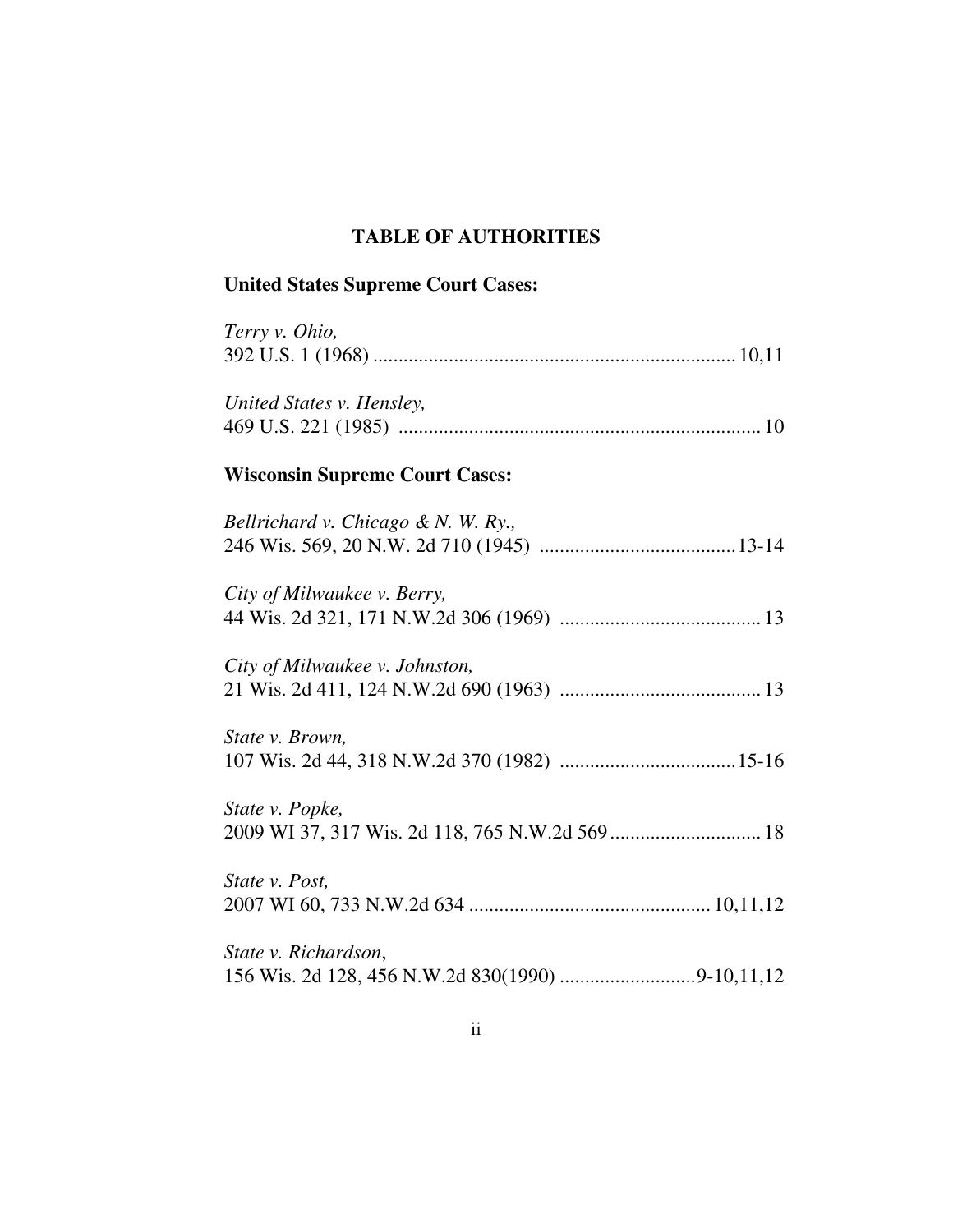# TABLE OF AUTHORITIES

## United States Supreme Court Cases:

*Terry v. Ohio,*
392 U.S. 1 (1968) ........................................................................ 10,11

*United States v. Hensley,*
469 U.S. 221 (1985) ........................................................................ 10

## Wisconsin Supreme Court Cases:

*Bellrichard v. Chicago & N. W. Ry.,*
246 Wis. 569, 20 N.W. 2d 710 (1945) .......................................13-14

*City of Milwaukee v. Berry,*
44 Wis. 2d 321, 171 N.W.2d 306 (1969) ........................................ 13

*City of Milwaukee v. Johnston,*
21 Wis. 2d 411, 124 N.W.2d 690 (1963) ........................................ 13

*State v. Brown,*
107 Wis. 2d 44, 318 N.W.2d 370 (1982) ...................................15-16

*State v. Popke,*
2009 WI 37, 317 Wis. 2d 118, 765 N.W.2d 569 .............................. 18

*State v. Post,*
2007 WI 60, 733 N.W.2d 634 ................................................ 10,11,12

*State v. Richardson*,
156 Wis. 2d 128, 456 N.W.2d 830(1990) ...........................9-10,11,12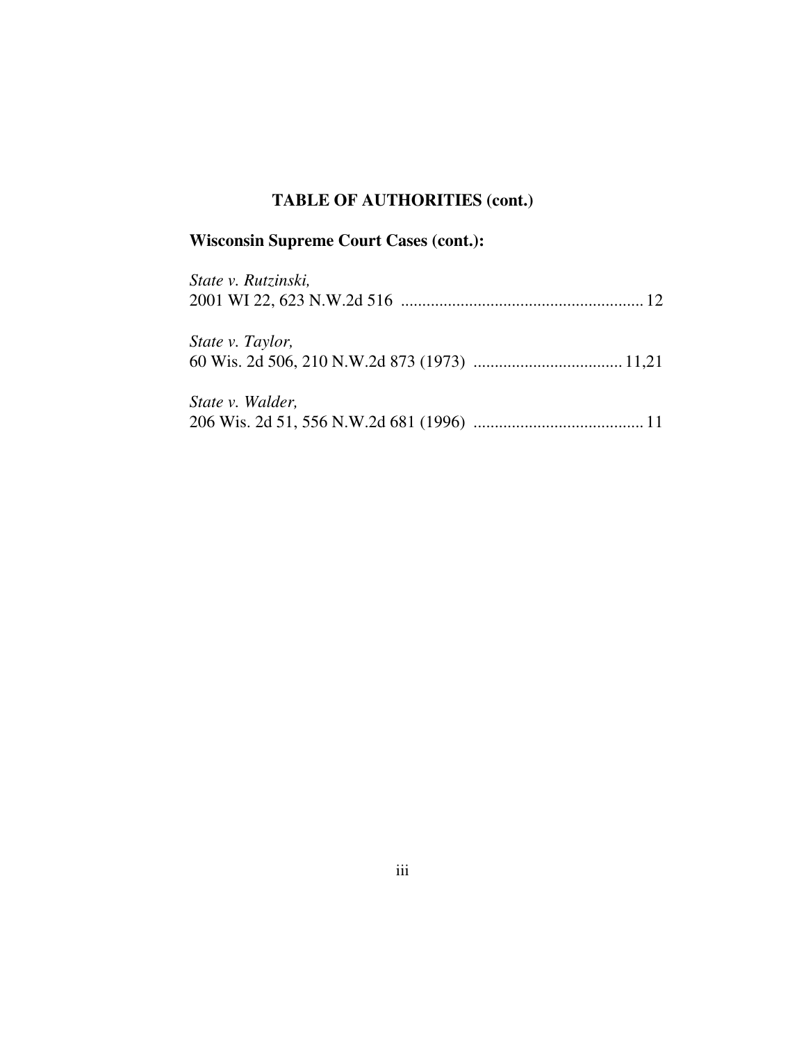**TABLE OF AUTHORITIES (cont.)**

**Wisconsin Supreme Court Cases (cont.):**

*State v. Rutzinski,*
2001 WI 22, 623 N.W.2d 516 ........................................................ 12

*State v. Taylor,*
60 Wis. 2d 506, 210 N.W.2d 873 (1973) .................................. 11,21

*State v. Walder,*
206 Wis. 2d 51, 556 N.W.2d 681 (1996) ....................................... 11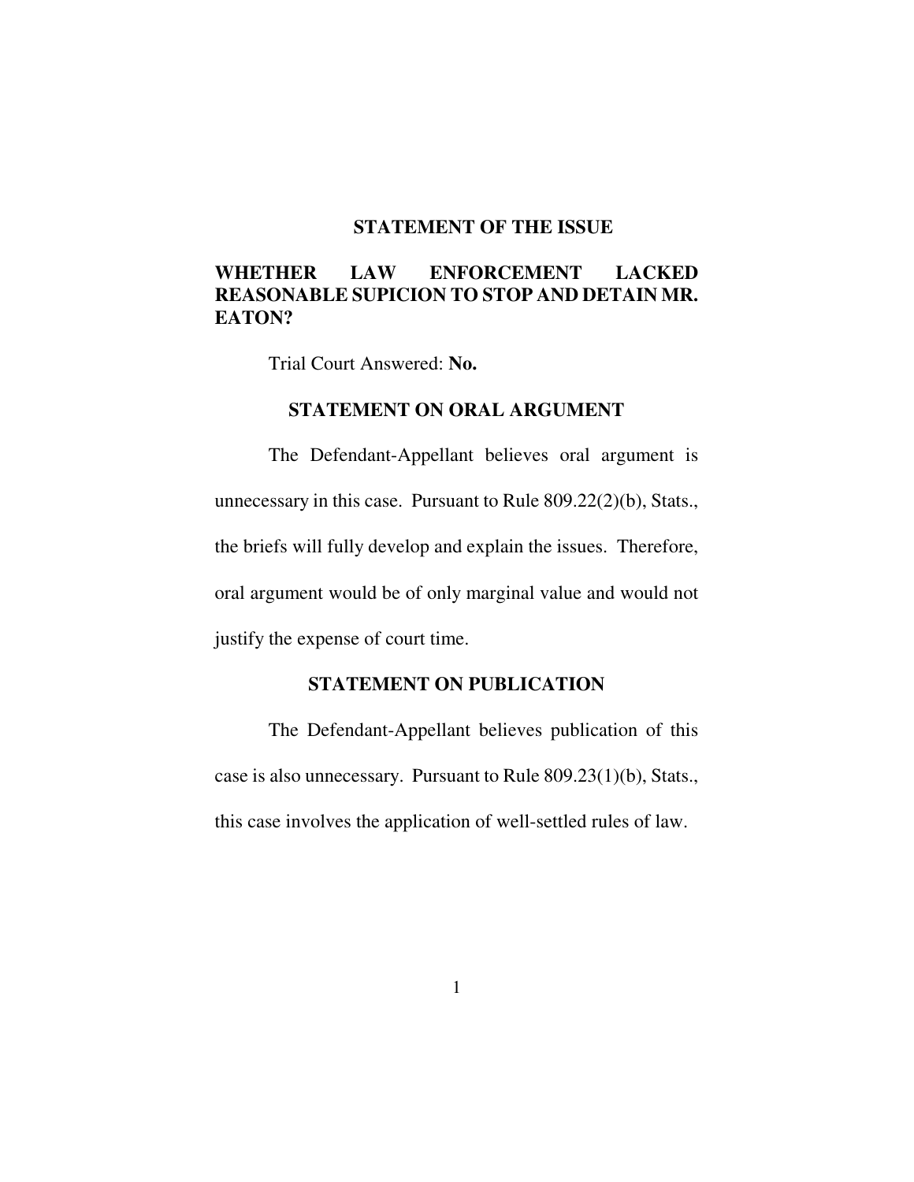## STATEMENT OF THE ISSUE

**WHETHER LAW ENFORCEMENT LACKED REASONABLE SUPICION TO STOP AND DETAIN MR. EATON?**

Trial Court Answered: **No.**

## STATEMENT ON ORAL ARGUMENT

The Defendant-Appellant believes oral argument is unnecessary in this case. Pursuant to Rule 809.22(2)(b), Stats., the briefs will fully develop and explain the issues. Therefore, oral argument would be of only marginal value and would not justify the expense of court time.

## STATEMENT ON PUBLICATION

The Defendant-Appellant believes publication of this case is also unnecessary. Pursuant to Rule 809.23(1)(b), Stats., this case involves the application of well-settled rules of law.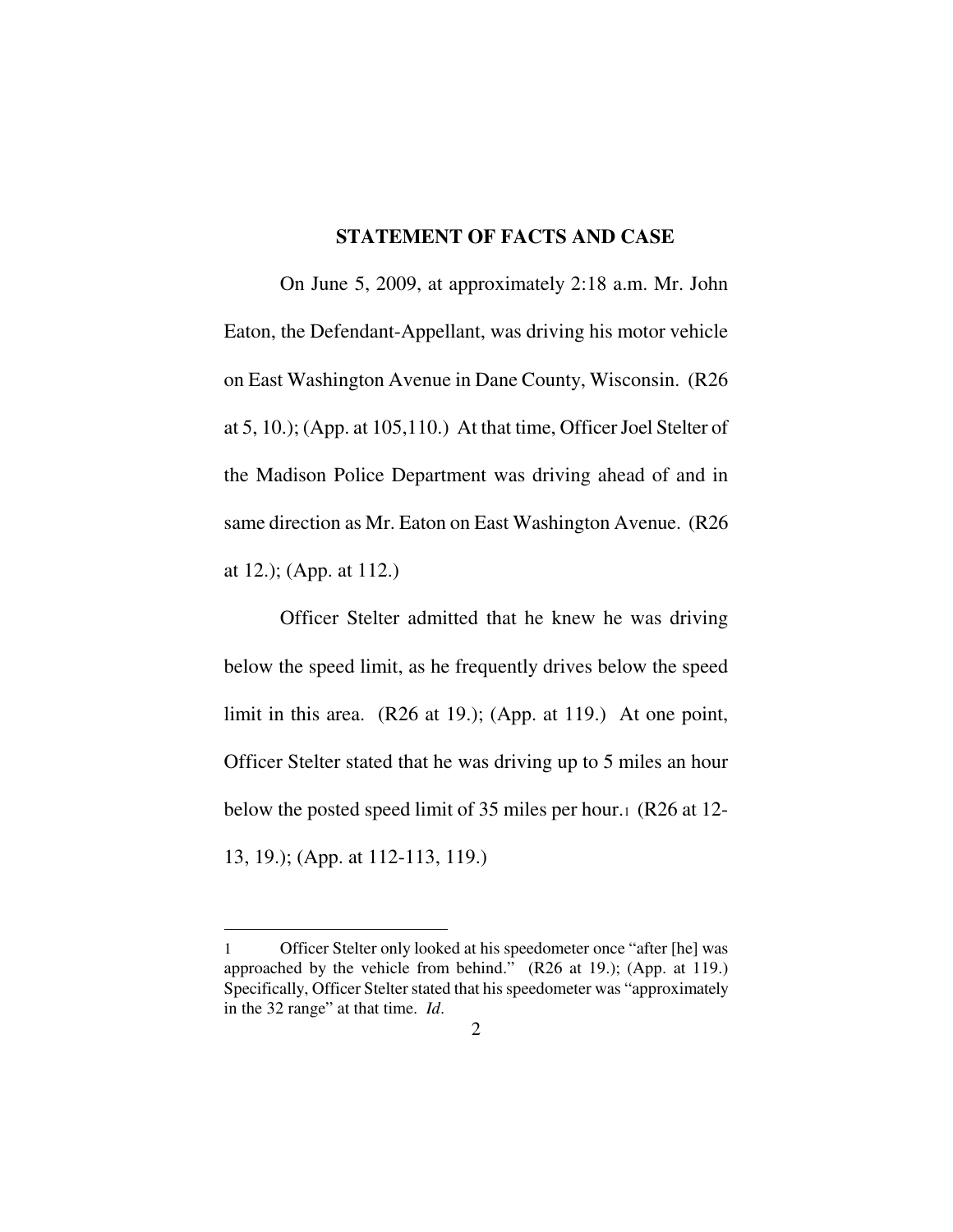## STATEMENT OF FACTS AND CASE

On June 5, 2009, at approximately 2:18 a.m. Mr. John Eaton, the Defendant-Appellant, was driving his motor vehicle on East Washington Avenue in Dane County, Wisconsin. (R26 at 5, 10.); (App. at 105,110.) At that time, Officer Joel Stelter of the Madison Police Department was driving ahead of and in same direction as Mr. Eaton on East Washington Avenue. (R26 at 12.); (App. at 112.)

Officer Stelter admitted that he knew he was driving below the speed limit, as he frequently drives below the speed limit in this area. (R26 at 19.); (App. at 119.) At one point, Officer Stelter stated that he was driving up to 5 miles an hour below the posted speed limit of 35 miles per hour.[1] (R26 at 12-13, 19.); (App. at 112-113, 119.)

---

1 Officer Stelter only looked at his speedometer once "after [he] was approached by the vehicle from behind." (R26 at 19.); (App. at 119.) Specifically, Officer Stelter stated that his speedometer was "approximately in the 32 range" at that time. *Id*.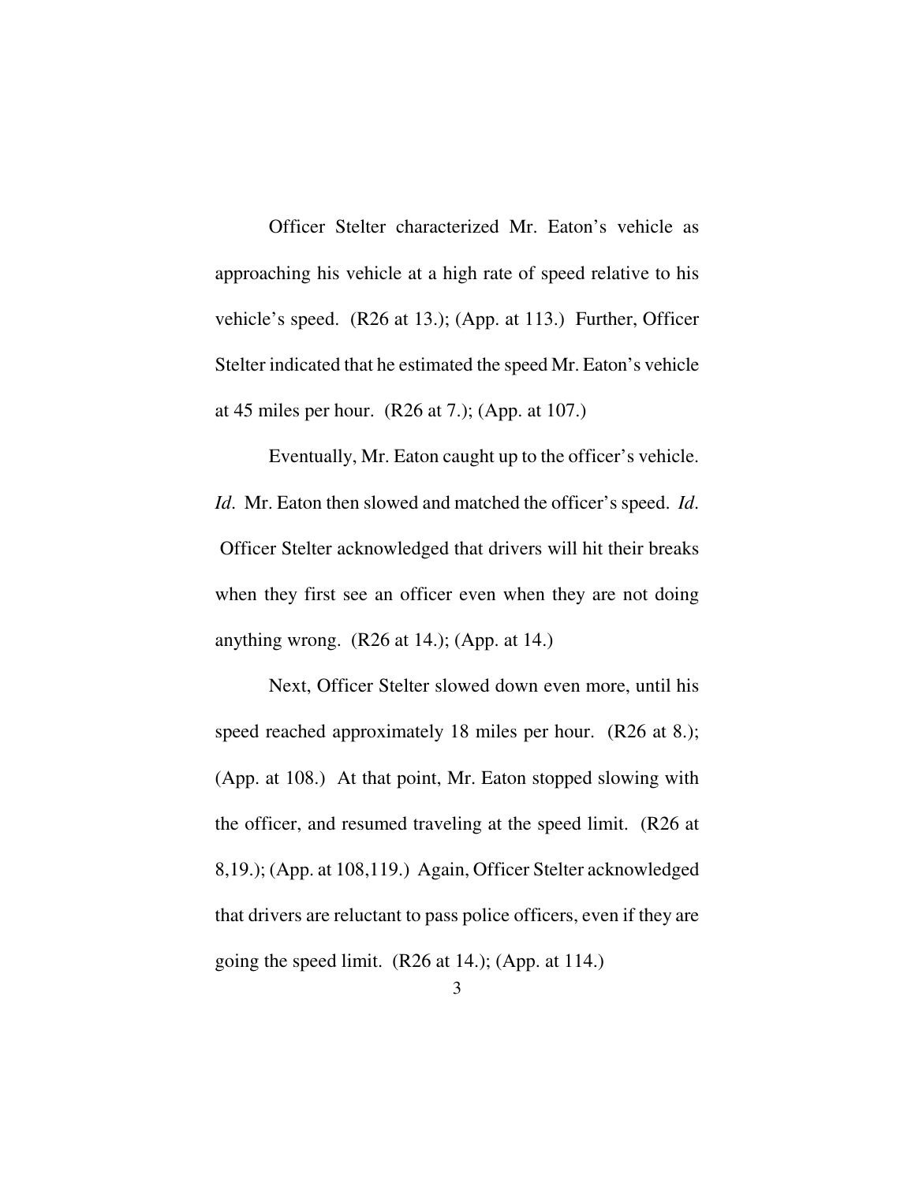Officer Stelter characterized Mr. Eaton's vehicle as approaching his vehicle at a high rate of speed relative to his vehicle's speed. (R26 at 13.); (App. at 113.) Further, Officer Stelter indicated that he estimated the speed Mr. Eaton's vehicle at 45 miles per hour. (R26 at 7.); (App. at 107.)

Eventually, Mr. Eaton caught up to the officer's vehicle. *Id*. Mr. Eaton then slowed and matched the officer's speed. *Id*. Officer Stelter acknowledged that drivers will hit their breaks when they first see an officer even when they are not doing anything wrong. (R26 at 14.); (App. at 14.)

Next, Officer Stelter slowed down even more, until his speed reached approximately 18 miles per hour. (R26 at 8.); (App. at 108.) At that point, Mr. Eaton stopped slowing with the officer, and resumed traveling at the speed limit. (R26 at 8,19.); (App. at 108,119.) Again, Officer Stelter acknowledged that drivers are reluctant to pass police officers, even if they are going the speed limit. (R26 at 14.); (App. at 114.)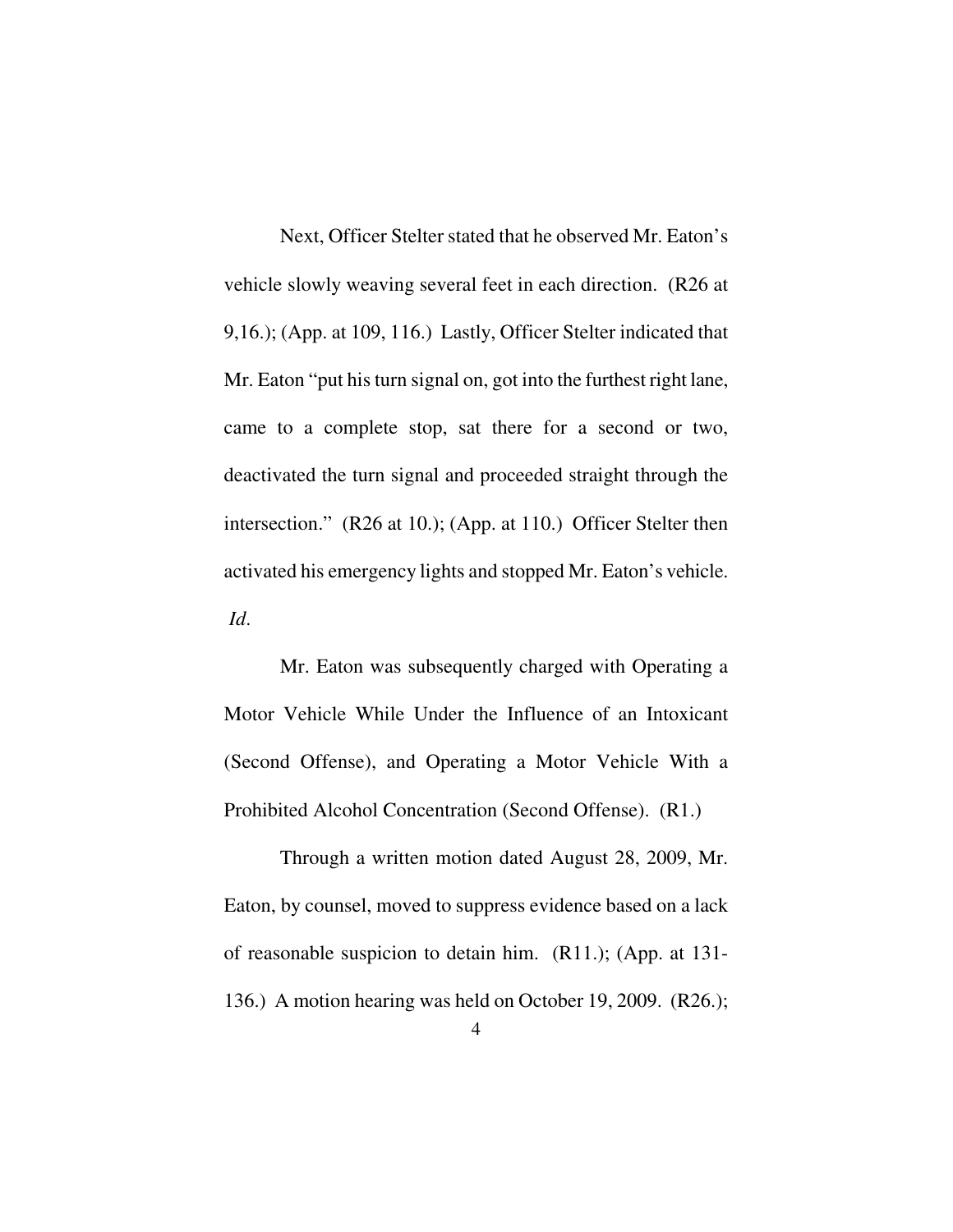Next, Officer Stelter stated that he observed Mr. Eaton's vehicle slowly weaving several feet in each direction. (R26 at 9,16.); (App. at 109, 116.) Lastly, Officer Stelter indicated that Mr. Eaton "put his turn signal on, got into the furthest right lane, came to a complete stop, sat there for a second or two, deactivated the turn signal and proceeded straight through the intersection." (R26 at 10.); (App. at 110.) Officer Stelter then activated his emergency lights and stopped Mr. Eaton's vehicle. *Id*.

Mr. Eaton was subsequently charged with Operating a Motor Vehicle While Under the Influence of an Intoxicant (Second Offense), and Operating a Motor Vehicle With a Prohibited Alcohol Concentration (Second Offense). (R1.)

Through a written motion dated August 28, 2009, Mr. Eaton, by counsel, moved to suppress evidence based on a lack of reasonable suspicion to detain him. (R11.); (App. at 131-136.) A motion hearing was held on October 19, 2009. (R26.);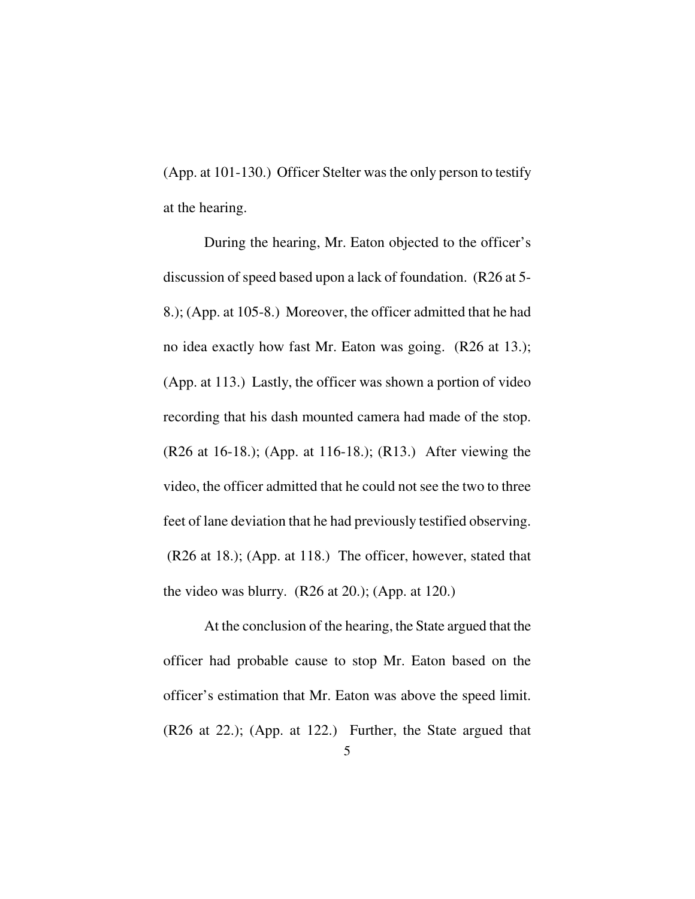(App. at 101-130.) Officer Stelter was the only person to testify at the hearing.

During the hearing, Mr. Eaton objected to the officer's discussion of speed based upon a lack of foundation. (R26 at 5-8.); (App. at 105-8.) Moreover, the officer admitted that he had no idea exactly how fast Mr. Eaton was going. (R26 at 13.); (App. at 113.) Lastly, the officer was shown a portion of video recording that his dash mounted camera had made of the stop. (R26 at 16-18.); (App. at 116-18.); (R13.) After viewing the video, the officer admitted that he could not see the two to three feet of lane deviation that he had previously testified observing. (R26 at 18.); (App. at 118.) The officer, however, stated that the video was blurry. (R26 at 20.); (App. at 120.)

At the conclusion of the hearing, the State argued that the officer had probable cause to stop Mr. Eaton based on the officer's estimation that Mr. Eaton was above the speed limit. (R26 at 22.); (App. at 122.) Further, the State argued that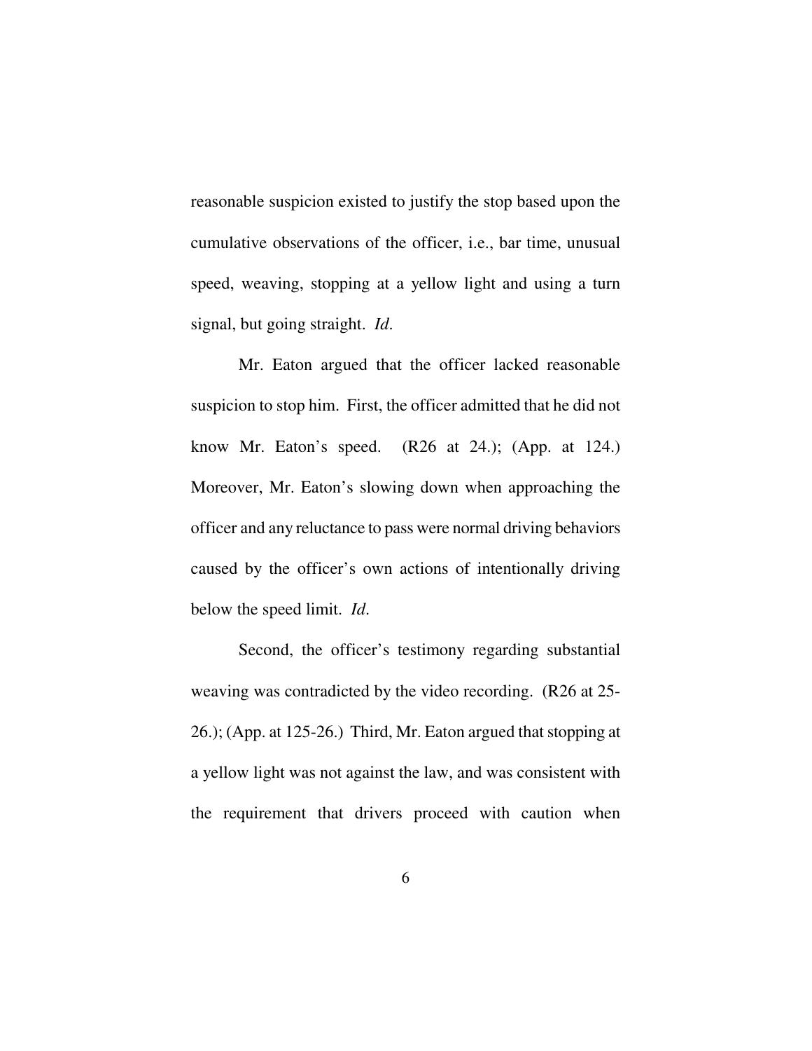reasonable suspicion existed to justify the stop based upon the cumulative observations of the officer, i.e., bar time, unusual speed, weaving, stopping at a yellow light and using a turn signal, but going straight. *Id*.

Mr. Eaton argued that the officer lacked reasonable suspicion to stop him. First, the officer admitted that he did not know Mr. Eaton's speed. (R26 at 24.); (App. at 124.) Moreover, Mr. Eaton's slowing down when approaching the officer and any reluctance to pass were normal driving behaviors caused by the officer's own actions of intentionally driving below the speed limit. *Id*.

Second, the officer's testimony regarding substantial weaving was contradicted by the video recording. (R26 at 25-26.); (App. at 125-26.) Third, Mr. Eaton argued that stopping at a yellow light was not against the law, and was consistent with the requirement that drivers proceed with caution when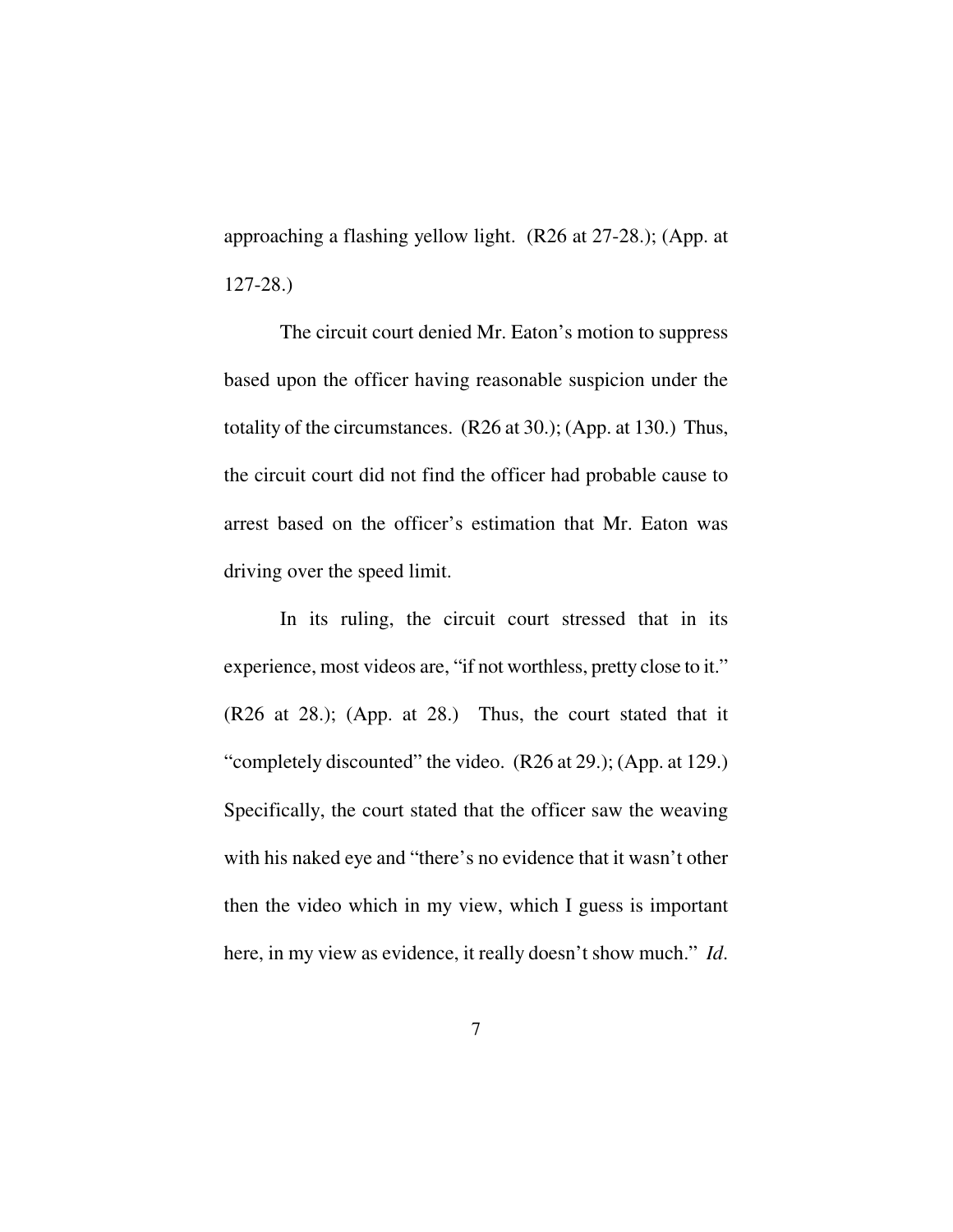approaching a flashing yellow light. (R26 at 27-28.); (App. at 127-28.)

The circuit court denied Mr. Eaton's motion to suppress based upon the officer having reasonable suspicion under the totality of the circumstances. (R26 at 30.); (App. at 130.) Thus, the circuit court did not find the officer had probable cause to arrest based on the officer's estimation that Mr. Eaton was driving over the speed limit.

In its ruling, the circuit court stressed that in its experience, most videos are, "if not worthless, pretty close to it." (R26 at 28.); (App. at 28.) Thus, the court stated that it "completely discounted" the video. (R26 at 29.); (App. at 129.) Specifically, the court stated that the officer saw the weaving with his naked eye and "there's no evidence that it wasn't other then the video which in my view, which I guess is important here, in my view as evidence, it really doesn't show much." *Id.*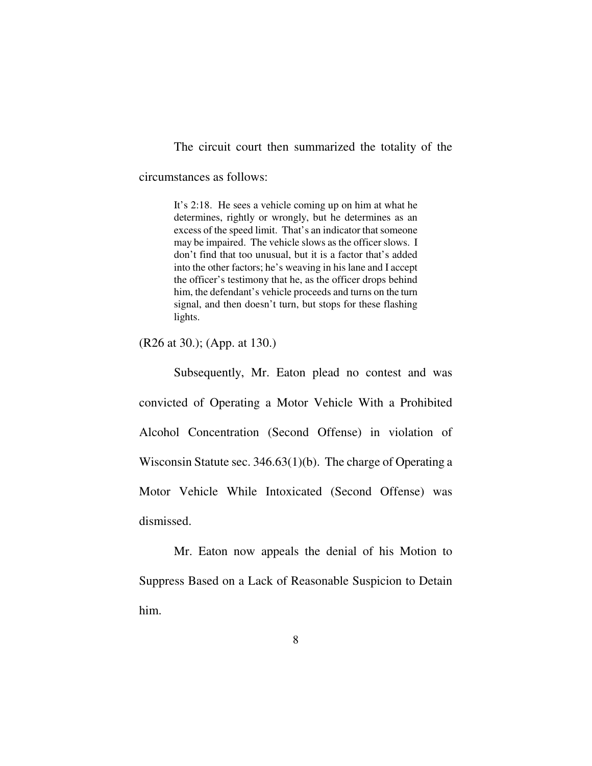The circuit court then summarized the totality of the circumstances as follows:

> It's 2:18. He sees a vehicle coming up on him at what he determines, rightly or wrongly, but he determines as an excess of the speed limit. That's an indicator that someone may be impaired. The vehicle slows as the officer slows. I don't find that too unusual, but it is a factor that's added into the other factors; he's weaving in his lane and I accept the officer's testimony that he, as the officer drops behind him, the defendant's vehicle proceeds and turns on the turn signal, and then doesn't turn, but stops for these flashing lights.

(R26 at 30.); (App. at 130.)

Subsequently, Mr. Eaton plead no contest and was convicted of Operating a Motor Vehicle With a Prohibited Alcohol Concentration (Second Offense) in violation of Wisconsin Statute sec. 346.63(1)(b). The charge of Operating a Motor Vehicle While Intoxicated (Second Offense) was dismissed.

Mr. Eaton now appeals the denial of his Motion to Suppress Based on a Lack of Reasonable Suspicion to Detain him.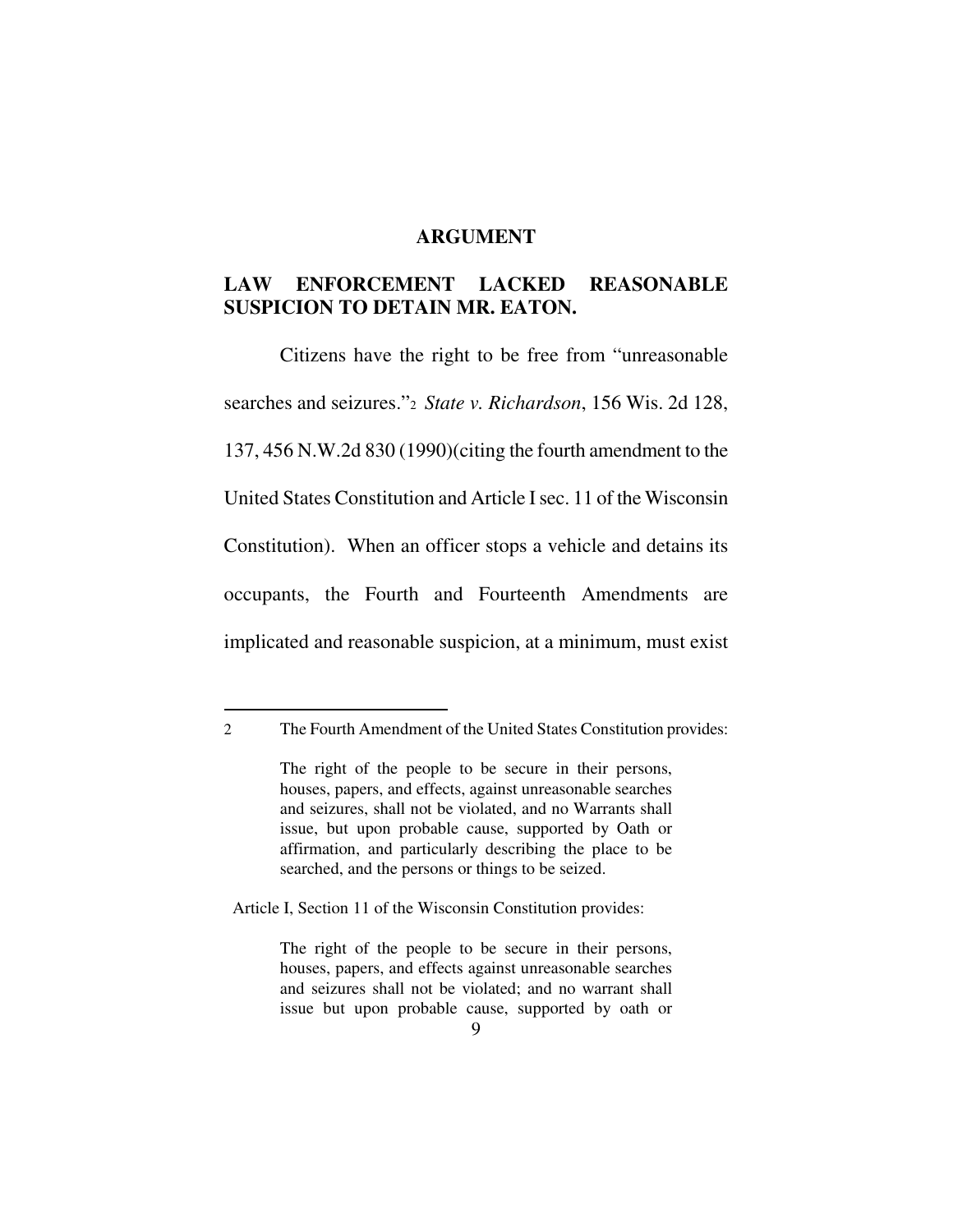## ARGUMENT

### LAW ENFORCEMENT LACKED REASONABLE SUSPICION TO DETAIN MR. EATON.

Citizens have the right to be free from "unreasonable searches and seizures."[2] *State v. Richardson*, 156 Wis. 2d 128, 137, 456 N.W.2d 830 (1990)(citing the fourth amendment to the United States Constitution and Article I sec. 11 of the Wisconsin Constitution). When an officer stops a vehicle and detains its occupants, the Fourth and Fourteenth Amendments are implicated and reasonable suspicion, at a minimum, must exist

---

[2] The Fourth Amendment of the United States Constitution provides:

> The right of the people to be secure in their persons, houses, papers, and effects, against unreasonable searches and seizures, shall not be violated, and no Warrants shall issue, but upon probable cause, supported by Oath or affirmation, and particularly describing the place to be searched, and the persons or things to be seized.

Article I, Section 11 of the Wisconsin Constitution provides:

> The right of the people to be secure in their persons, houses, papers, and effects against unreasonable searches and seizures shall not be violated; and no warrant shall issue but upon probable cause, supported by oath or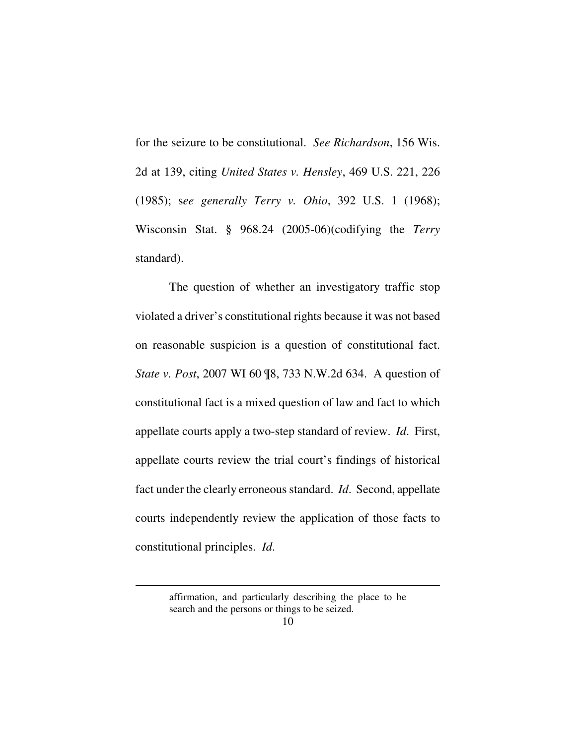for the seizure to be constitutional. *See Richardson*, 156 Wis. 2d at 139, citing *United States v. Hensley*, 469 U.S. 221, 226 (1985); s*ee generally Terry v. Ohio*, 392 U.S. 1 (1968); Wisconsin Stat. § 968.24 (2005-06)(codifying the *Terry* standard).

The question of whether an investigatory traffic stop violated a driver's constitutional rights because it was not based on reasonable suspicion is a question of constitutional fact. *State v. Post*, 2007 WI 60 ¶8, 733 N.W.2d 634. A question of constitutional fact is a mixed question of law and fact to which appellate courts apply a two-step standard of review. *Id*. First, appellate courts review the trial court's findings of historical fact under the clearly erroneous standard. *Id*. Second, appellate courts independently review the application of those facts to constitutional principles. *Id*.

---

affirmation, and particularly describing the place to be search and the persons or things to be seized.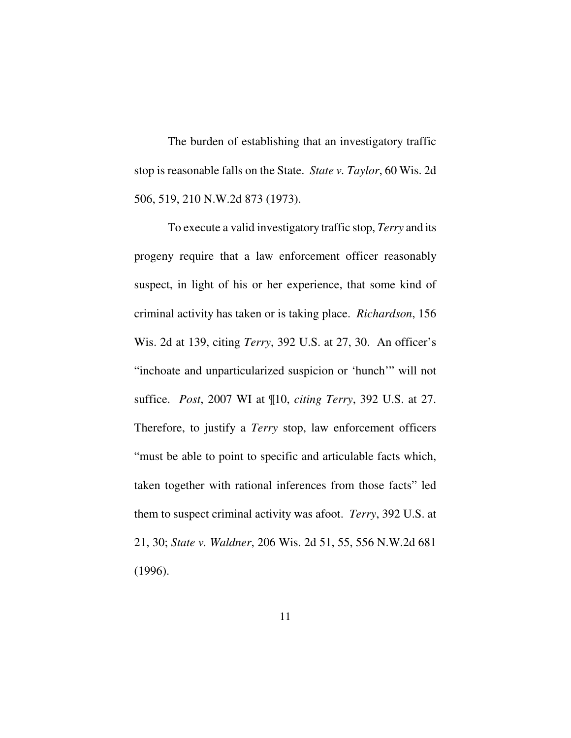The burden of establishing that an investigatory traffic stop is reasonable falls on the State. *State v. Taylor*, 60 Wis. 2d 506, 519, 210 N.W.2d 873 (1973).

To execute a valid investigatory traffic stop, *Terry* and its progeny require that a law enforcement officer reasonably suspect, in light of his or her experience, that some kind of criminal activity has taken or is taking place. *Richardson*, 156 Wis. 2d at 139, citing *Terry*, 392 U.S. at 27, 30. An officer's "inchoate and unparticularized suspicion or 'hunch'" will not suffice. *Post*, 2007 WI at ¶10, *citing Terry*, 392 U.S. at 27. Therefore, to justify a *Terry* stop, law enforcement officers "must be able to point to specific and articulable facts which, taken together with rational inferences from those facts" led them to suspect criminal activity was afoot. *Terry*, 392 U.S. at 21, 30; *State v. Waldner*, 206 Wis. 2d 51, 55, 556 N.W.2d 681 (1996).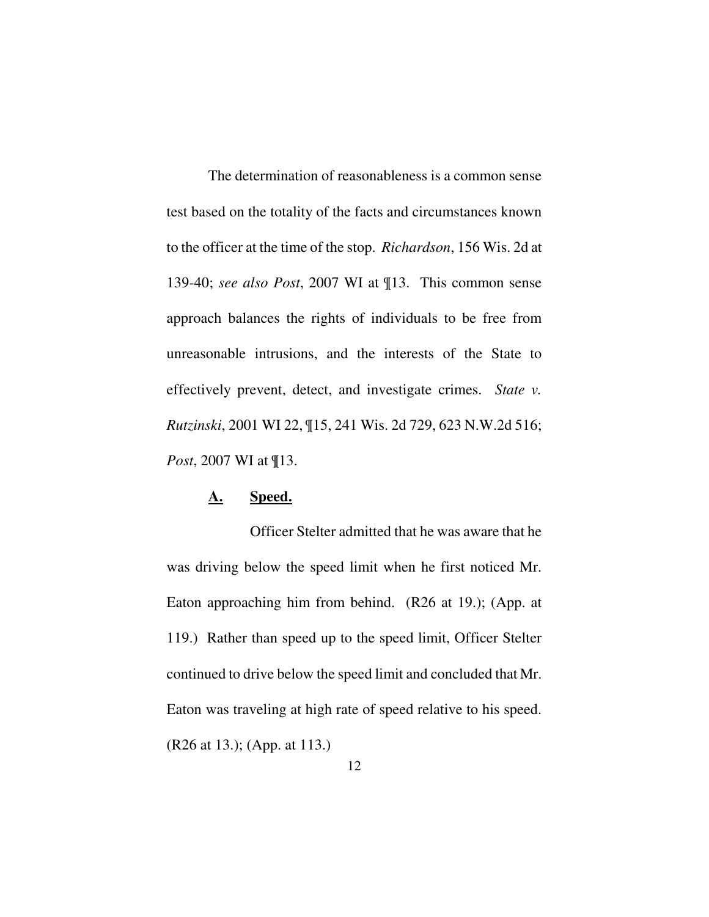The determination of reasonableness is a common sense test based on the totality of the facts and circumstances known to the officer at the time of the stop. *Richardson*, 156 Wis. 2d at 139-40; *see also Post*, 2007 WI at ¶13. This common sense approach balances the rights of individuals to be free from unreasonable intrusions, and the interests of the State to effectively prevent, detect, and investigate crimes. *State v. Rutzinski*, 2001 WI 22, ¶15, 241 Wis. 2d 729, 623 N.W.2d 516; *Post*, 2007 WI at ¶13.

### **<u>A.</u>** **<u>Speed.</u>**

Officer Stelter admitted that he was aware that he was driving below the speed limit when he first noticed Mr. Eaton approaching him from behind. (R26 at 19.); (App. at 119.) Rather than speed up to the speed limit, Officer Stelter continued to drive below the speed limit and concluded that Mr. Eaton was traveling at high rate of speed relative to his speed. (R26 at 13.); (App. at 113.)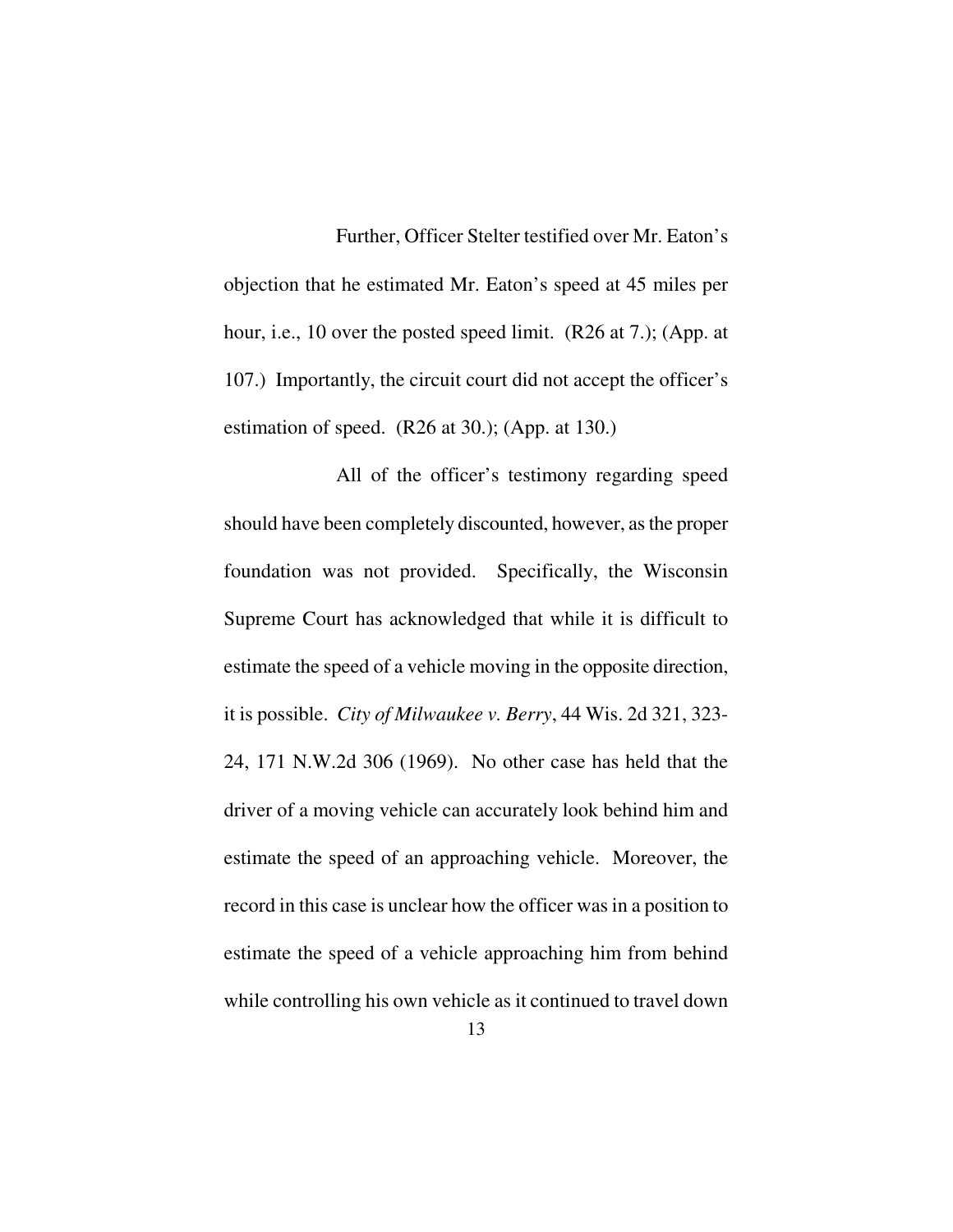Further, Officer Stelter testified over Mr. Eaton's objection that he estimated Mr. Eaton's speed at 45 miles per hour, i.e., 10 over the posted speed limit. (R26 at 7.); (App. at 107.) Importantly, the circuit court did not accept the officer's estimation of speed. (R26 at 30.); (App. at 130.)

All of the officer's testimony regarding speed should have been completely discounted, however, as the proper foundation was not provided. Specifically, the Wisconsin Supreme Court has acknowledged that while it is difficult to estimate the speed of a vehicle moving in the opposite direction, it is possible. *City of Milwaukee v. Berry*, 44 Wis. 2d 321, 323-24, 171 N.W.2d 306 (1969). No other case has held that the driver of a moving vehicle can accurately look behind him and estimate the speed of an approaching vehicle. Moreover, the record in this case is unclear how the officer was in a position to estimate the speed of a vehicle approaching him from behind while controlling his own vehicle as it continued to travel down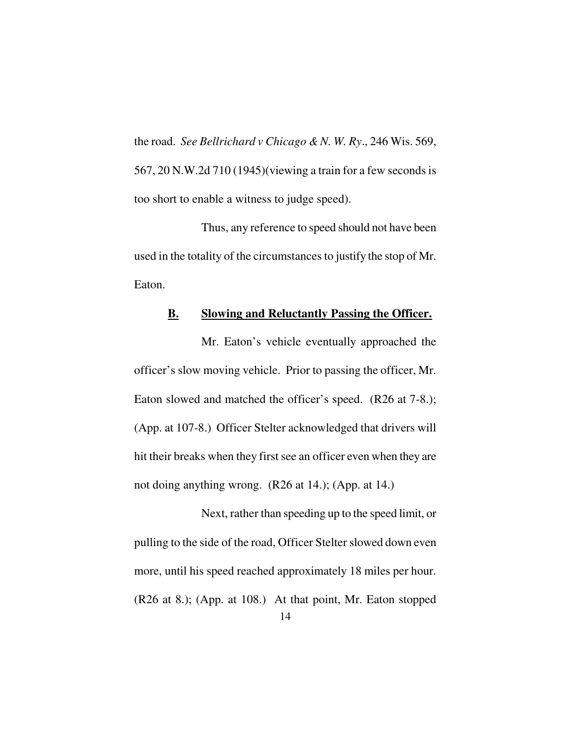the road. *See Bellrichard v Chicago & N. W. Ry*., 246 Wis. 569, 567, 20 N.W.2d 710 (1945)(viewing a train for a few seconds is too short to enable a witness to judge speed).

Thus, any reference to speed should not have been used in the totality of the circumstances to justify the stop of Mr. Eaton.

**B. Slowing and Reluctantly Passing the Officer.**

Mr. Eaton's vehicle eventually approached the officer's slow moving vehicle. Prior to passing the officer, Mr. Eaton slowed and matched the officer's speed. (R26 at 7-8.); (App. at 107-8.) Officer Stelter acknowledged that drivers will hit their breaks when they first see an officer even when they are not doing anything wrong. (R26 at 14.); (App. at 14.)

Next, rather than speeding up to the speed limit, or pulling to the side of the road, Officer Stelter slowed down even more, until his speed reached approximately 18 miles per hour. (R26 at 8.); (App. at 108.) At that point, Mr. Eaton stopped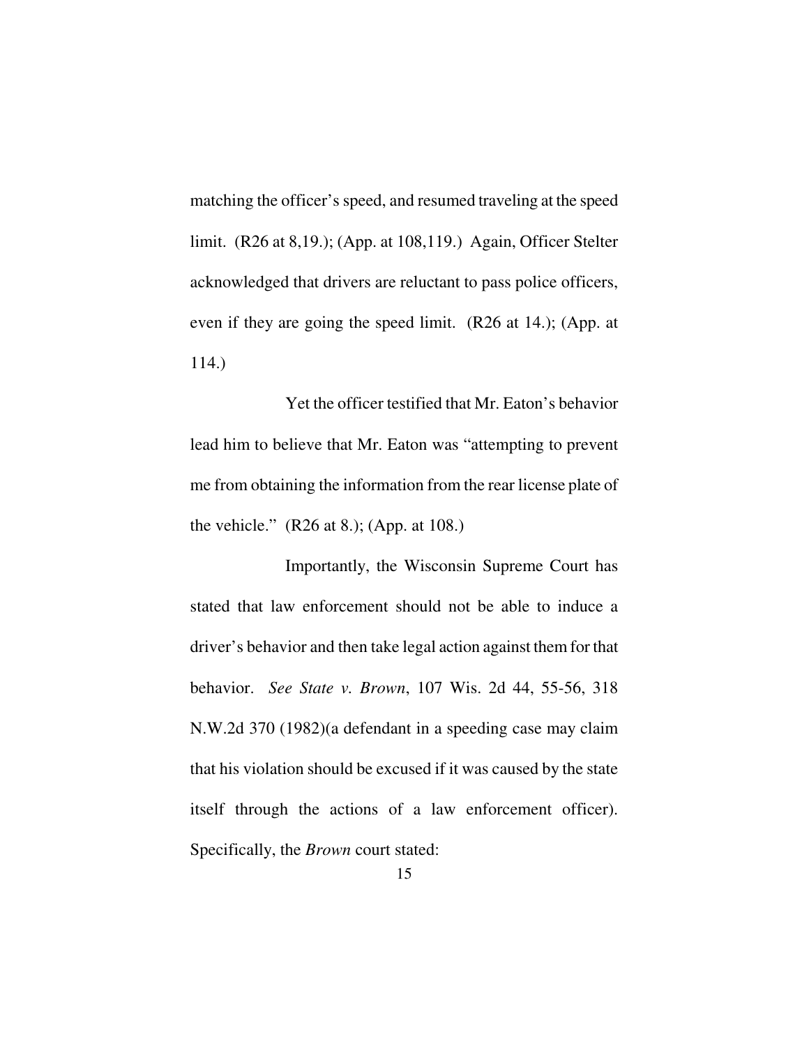matching the officer's speed, and resumed traveling at the speed limit. (R26 at 8,19.); (App. at 108,119.) Again, Officer Stelter acknowledged that drivers are reluctant to pass police officers, even if they are going the speed limit. (R26 at 14.); (App. at 114.)

Yet the officer testified that Mr. Eaton's behavior lead him to believe that Mr. Eaton was "attempting to prevent me from obtaining the information from the rear license plate of the vehicle." (R26 at 8.); (App. at 108.)

Importantly, the Wisconsin Supreme Court has stated that law enforcement should not be able to induce a driver's behavior and then take legal action against them for that behavior. *See State v. Brown*, 107 Wis. 2d 44, 55-56, 318 N.W.2d 370 (1982)(a defendant in a speeding case may claim that his violation should be excused if it was caused by the state itself through the actions of a law enforcement officer). Specifically, the *Brown* court stated: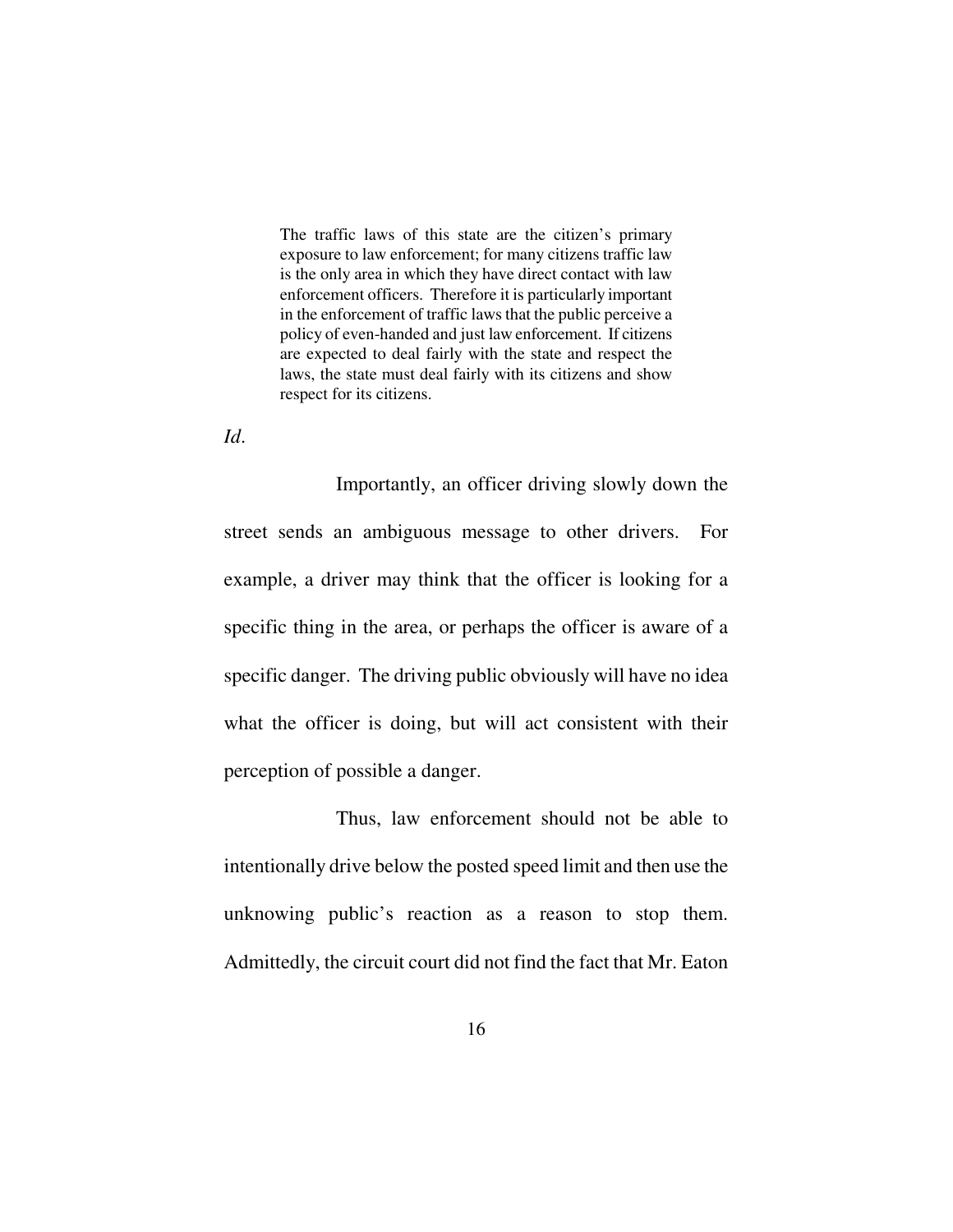> The traffic laws of this state are the citizen's primary exposure to law enforcement; for many citizens traffic law is the only area in which they have direct contact with law enforcement officers. Therefore it is particularly important in the enforcement of traffic laws that the public perceive a policy of even-handed and just law enforcement. If citizens are expected to deal fairly with the state and respect the laws, the state must deal fairly with its citizens and show respect for its citizens.

*Id*.

Importantly, an officer driving slowly down the street sends an ambiguous message to other drivers. For example, a driver may think that the officer is looking for a specific thing in the area, or perhaps the officer is aware of a specific danger. The driving public obviously will have no idea what the officer is doing, but will act consistent with their perception of possible a danger.

Thus, law enforcement should not be able to intentionally drive below the posted speed limit and then use the unknowing public's reaction as a reason to stop them. Admittedly, the circuit court did not find the fact that Mr. Eaton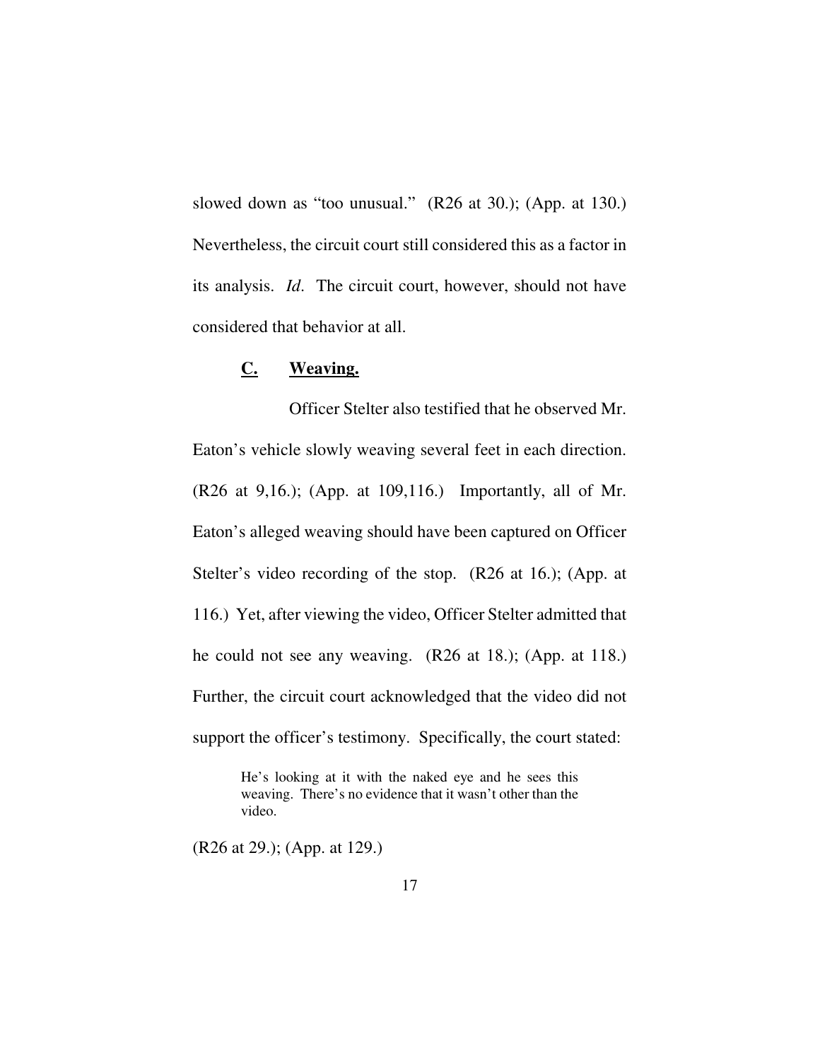slowed down as "too unusual." (R26 at 30.); (App. at 130.) Nevertheless, the circuit court still considered this as a factor in its analysis. *Id*. The circuit court, however, should not have considered that behavior at all.

### **C. Weaving.**

Officer Stelter also testified that he observed Mr. Eaton's vehicle slowly weaving several feet in each direction. (R26 at 9,16.); (App. at 109,116.) Importantly, all of Mr. Eaton's alleged weaving should have been captured on Officer Stelter's video recording of the stop. (R26 at 16.); (App. at 116.) Yet, after viewing the video, Officer Stelter admitted that he could not see any weaving. (R26 at 18.); (App. at 118.) Further, the circuit court acknowledged that the video did not support the officer's testimony. Specifically, the court stated:

> He's looking at it with the naked eye and he sees this weaving. There's no evidence that it wasn't other than the video.

(R26 at 29.); (App. at 129.)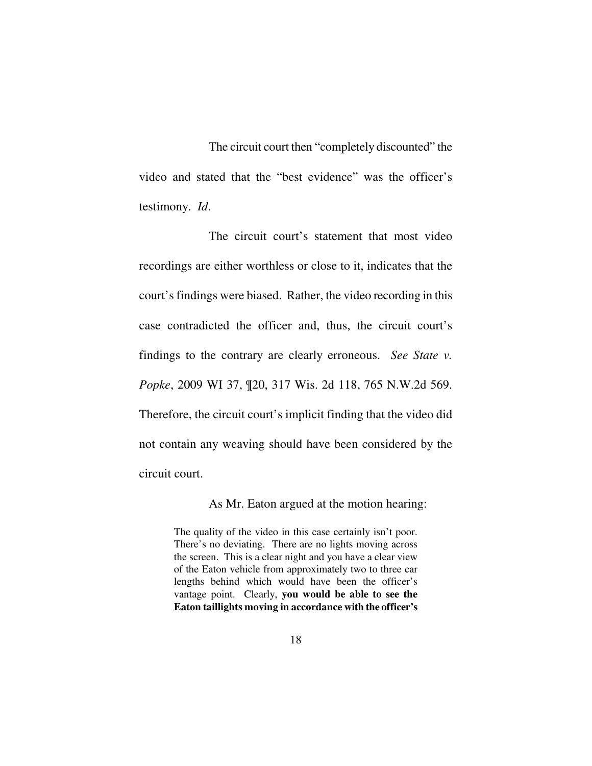The circuit court then "completely discounted" the video and stated that the "best evidence" was the officer's testimony. *Id*.

The circuit court's statement that most video recordings are either worthless or close to it, indicates that the court's findings were biased. Rather, the video recording in this case contradicted the officer and, thus, the circuit court's findings to the contrary are clearly erroneous. *See State v. Popke*, 2009 WI 37, ¶20, 317 Wis. 2d 118, 765 N.W.2d 569. Therefore, the circuit court's implicit finding that the video did not contain any weaving should have been considered by the circuit court.

As Mr. Eaton argued at the motion hearing:

> The quality of the video in this case certainly isn't poor. There's no deviating. There are no lights moving across the screen. This is a clear night and you have a clear view of the Eaton vehicle from approximately two to three car lengths behind which would have been the officer's vantage point. Clearly, **you would be able to see the Eaton taillights moving in accordance with the officer's**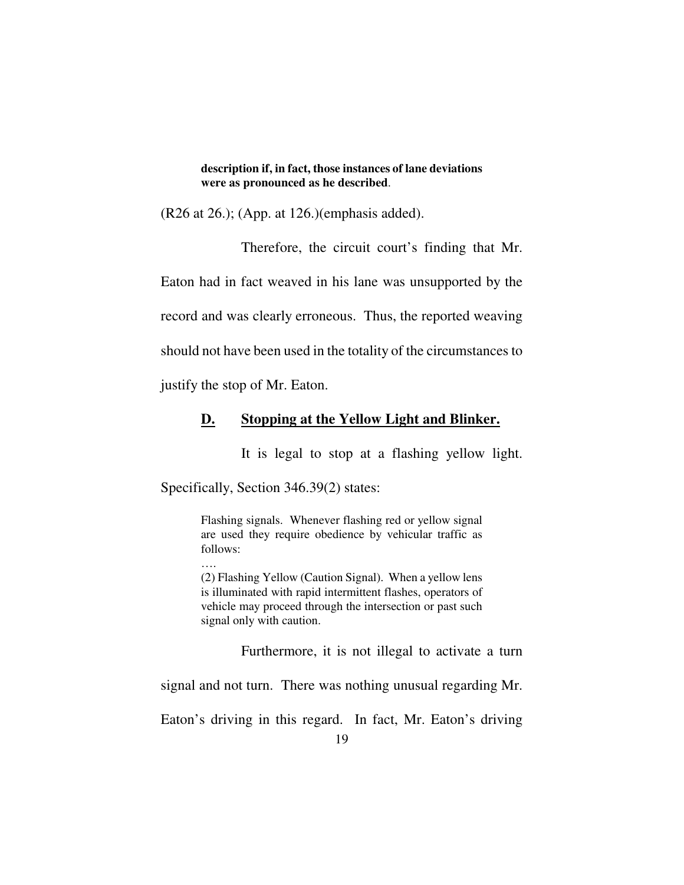> **description if, in fact, those instances of lane deviations were as pronounced as he described**.

(R26 at 26.); (App. at 126.)(emphasis added).

Therefore, the circuit court's finding that Mr. Eaton had in fact weaved in his lane was unsupported by the record and was clearly erroneous. Thus, the reported weaving should not have been used in the totality of the circumstances to justify the stop of Mr. Eaton.

### **<u>D. Stopping at the Yellow Light and Blinker.</u>**

It is legal to stop at a flashing yellow light. Specifically, Section 346.39(2) states:

> Flashing signals. Whenever flashing red or yellow signal are used they require obedience by vehicular traffic as follows:
>
> ….
>
> (2) Flashing Yellow (Caution Signal). When a yellow lens is illuminated with rapid intermittent flashes, operators of vehicle may proceed through the intersection or past such signal only with caution.

Furthermore, it is not illegal to activate a turn signal and not turn. There was nothing unusual regarding Mr. Eaton's driving in this regard. In fact, Mr. Eaton's driving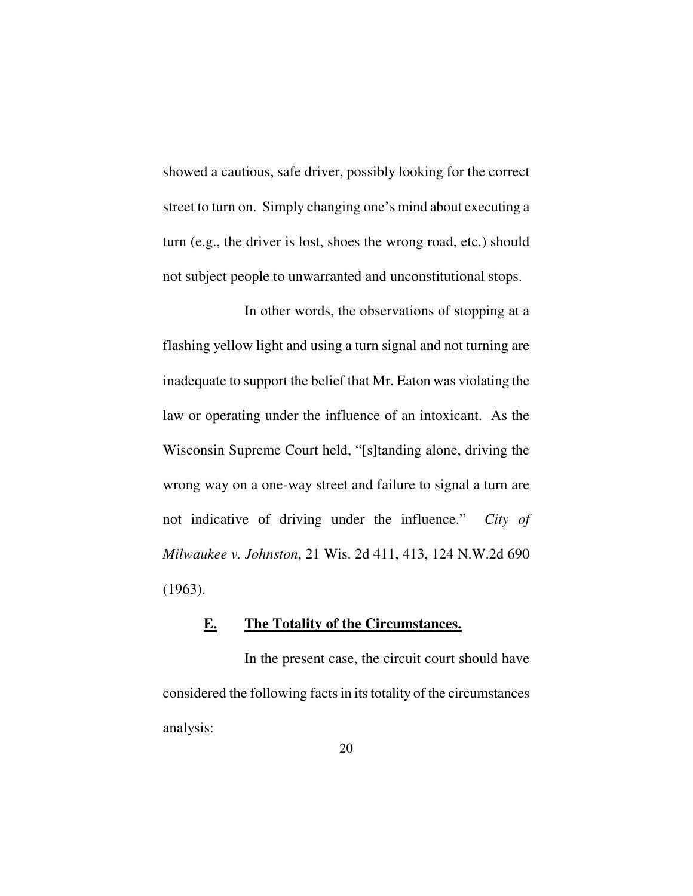showed a cautious, safe driver, possibly looking for the correct street to turn on. Simply changing one's mind about executing a turn (e.g., the driver is lost, shoes the wrong road, etc.) should not subject people to unwarranted and unconstitutional stops.

In other words, the observations of stopping at a flashing yellow light and using a turn signal and not turning are inadequate to support the belief that Mr. Eaton was violating the law or operating under the influence of an intoxicant. As the Wisconsin Supreme Court held, "[s]tanding alone, driving the wrong way on a one-way street and failure to signal a turn are not indicative of driving under the influence." *City of Milwaukee v. Johnston*, 21 Wis. 2d 411, 413, 124 N.W.2d 690 (1963).

### **E. The Totality of the Circumstances.**

In the present case, the circuit court should have considered the following facts in its totality of the circumstances analysis: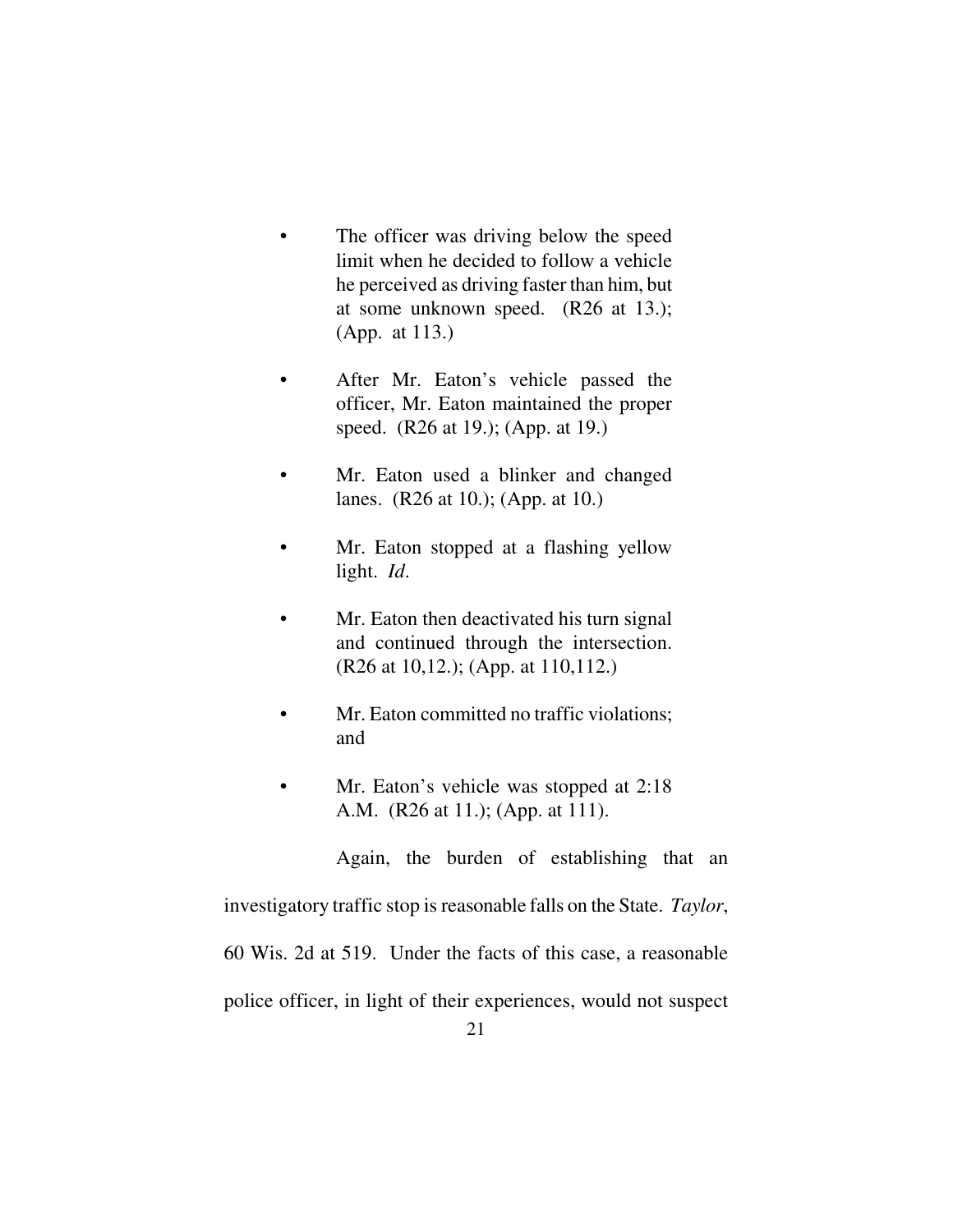- The officer was driving below the speed limit when he decided to follow a vehicle he perceived as driving faster than him, but at some unknown speed. (R26 at 13.); (App. at 113.)

- After Mr. Eaton's vehicle passed the officer, Mr. Eaton maintained the proper speed. (R26 at 19.); (App. at 19.)

- Mr. Eaton used a blinker and changed lanes. (R26 at 10.); (App. at 10.)

- Mr. Eaton stopped at a flashing yellow light. *Id*.

- Mr. Eaton then deactivated his turn signal and continued through the intersection. (R26 at 10,12.); (App. at 110,112.)

- Mr. Eaton committed no traffic violations; and

- Mr. Eaton's vehicle was stopped at 2:18 A.M. (R26 at 11.); (App. at 111).

Again, the burden of establishing that an investigatory traffic stop is reasonable falls on the State. *Taylor*, 60 Wis. 2d at 519. Under the facts of this case, a reasonable police officer, in light of their experiences, would not suspect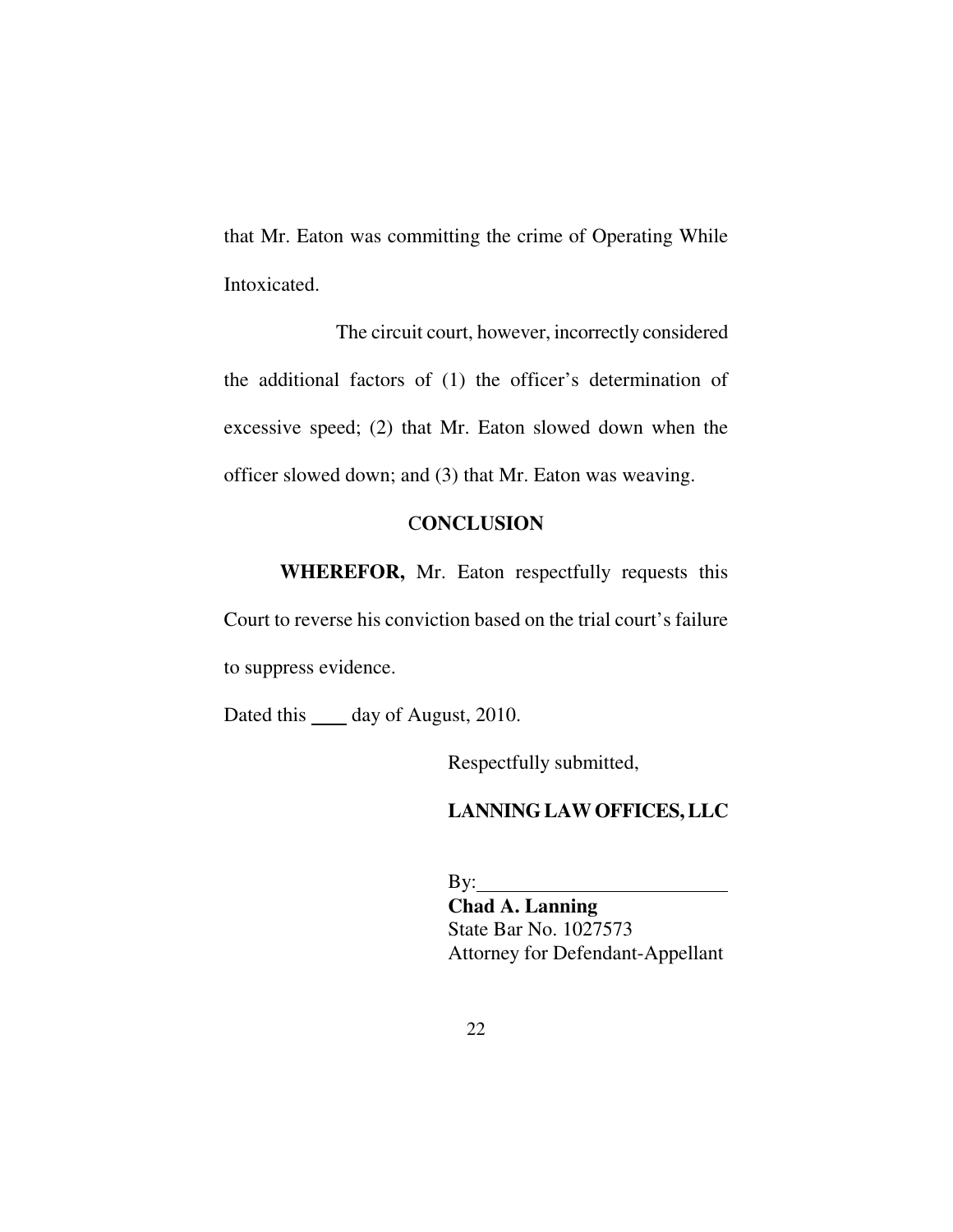that Mr. Eaton was committing the crime of Operating While Intoxicated.

The circuit court, however, incorrectly considered the additional factors of (1) the officer's determination of excessive speed; (2) that Mr. Eaton slowed down when the officer slowed down; and (3) that Mr. Eaton was weaving.

## CONCLUSION

**WHEREFOR,** Mr. Eaton respectfully requests this Court to reverse his conviction based on the trial court's failure to suppress evidence.

Dated this ____ day of August, 2010.

Respectfully submitted,

**LANNING LAW OFFICES, LLC**

By:_________________________
**Chad A. Lanning**
State Bar No. 1027573
Attorney for Defendant-Appellant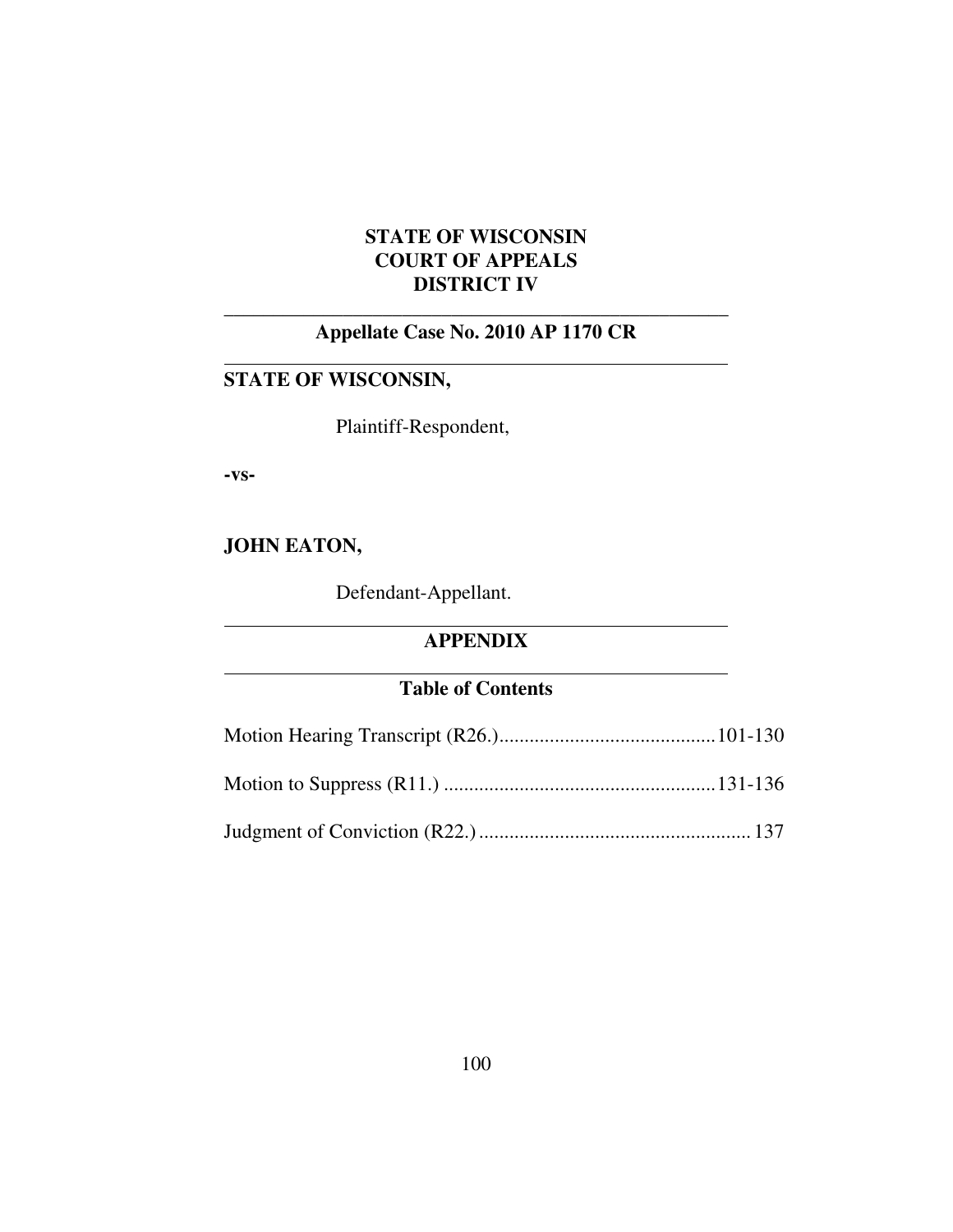**STATE OF WISCONSIN**
**COURT OF APPEALS**
**DISTRICT IV**

---

**Appellate Case No. 2010 AP 1170 CR**

---

**STATE OF WISCONSIN,**

Plaintiff-Respondent,

**-vs-**

**JOHN EATON,**

Defendant-Appellant.

---

**APPENDIX**

---

**Table of Contents**

Motion Hearing Transcript (R26.)...........................................101-130

Motion to Suppress (R11.) ......................................................131-136

Judgment of Conviction (R22.) ...................................................... 137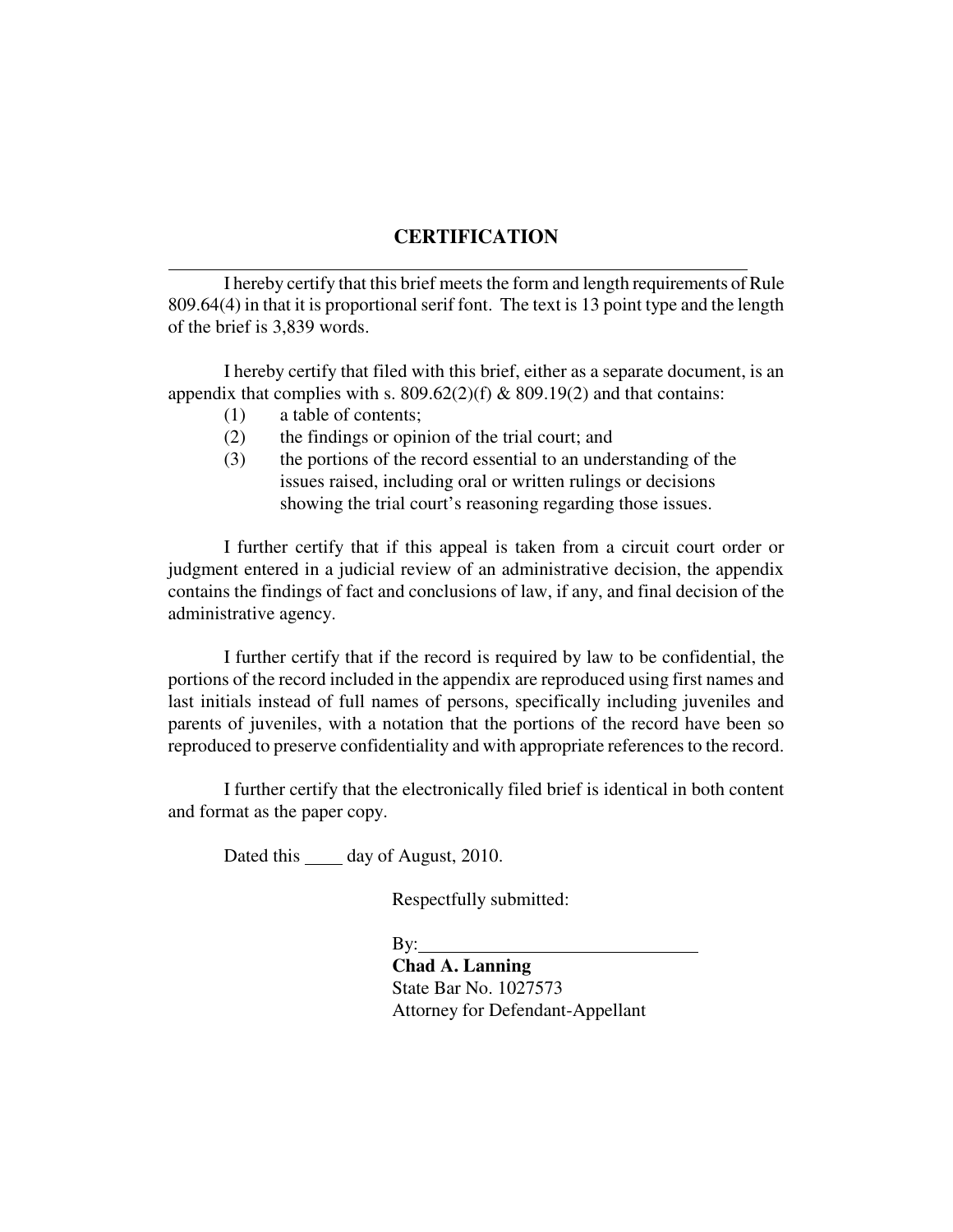## CERTIFICATION

I hereby certify that this brief meets the form and length requirements of Rule 809.64(4) in that it is proportional serif font. The text is 13 point type and the length of the brief is 3,839 words.

I hereby certify that filed with this brief, either as a separate document, is an appendix that complies with s. 809.62(2)(f) & 809.19(2) and that contains:

(1) a table of contents;
(2) the findings or opinion of the trial court; and
(3) the portions of the record essential to an understanding of the issues raised, including oral or written rulings or decisions showing the trial court's reasoning regarding those issues.

I further certify that if this appeal is taken from a circuit court order or judgment entered in a judicial review of an administrative decision, the appendix contains the findings of fact and conclusions of law, if any, and final decision of the administrative agency.

I further certify that if the record is required by law to be confidential, the portions of the record included in the appendix are reproduced using first names and last initials instead of full names of persons, specifically including juveniles and parents of juveniles, with a notation that the portions of the record have been so reproduced to preserve confidentiality and with appropriate references to the record.

I further certify that the electronically filed brief is identical in both content and format as the paper copy.

Dated this ____ day of August, 2010.

Respectfully submitted:

By:______________________________

**Chad A. Lanning**
State Bar No. 1027573
Attorney for Defendant-Appellant